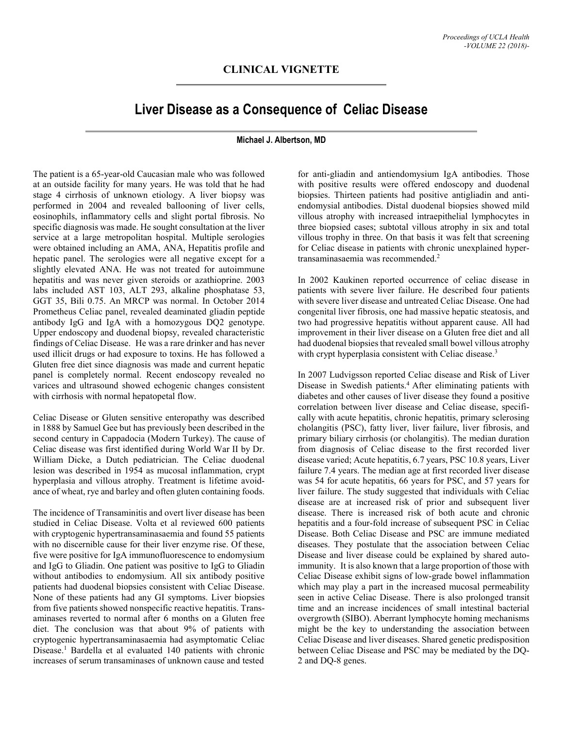## CLINICAL VIGNETTE

# Liver Disease as a Consequence of Celiac Disease

**Michael J. Albertson, MD**

The patient is a 65-year-old Caucasian male who was followed at an outside facility for many years. He was told that he had stage 4 cirrhosis of unknown etiology. A liver biopsy was performed in 2004 and revealed ballooning of liver cells, eosinophils, inflammatory cells and slight portal fibrosis. No specific diagnosis was made. He sought consultation at the liver service at a large metropolitan hospital. Multiple serologies were obtained including an AMA, ANA, Hepatitis profile and hepatic panel. The serologies were all negative except for a slightly elevated ANA. He was not treated for autoimmune hepatitis and was never given steroids or azathioprine. 2003 labs included AST 103, ALT 293, alkaline phosphatase 53, GGT 35, Bili 0.75. An MRCP was normal. In October 2014 Prometheus Celiac panel, revealed deaminated gliadin peptide antibody IgG and IgA with a homozygous DQ2 genotype. Upper endoscopy and duodenal biopsy, revealed characteristic findings of Celiac Disease. He was a rare drinker and has never used illicit drugs or had exposure to toxins. He has followed a Gluten free diet since diagnosis was made and current hepatic panel is completely normal. Recent endoscopy revealed no varices and ultrasound showed echogenic changes consistent with cirrhosis with normal hepatopetal flow.

Celiac Disease or Gluten sensitive enteropathy was described in 1888 by Samuel Gee but has previously been described in the second century in Cappadocia (Modern Turkey). The cause of Celiac disease was first identified during World War II by Dr. William Dicke, a Dutch pediatrician. The Celiac duodenal lesion was described in 1954 as mucosal inflammation, crypt hyperplasia and villous atrophy. Treatment is lifetime avoidance of wheat, rye and barley and often gluten containing foods.

The incidence of Transaminitis and overt liver disease has been studied in Celiac Disease. Volta et al reviewed 600 patients with cryptogenic hypertransaminasaemia and found 55 patients with no discernible cause for their liver enzyme rise. Of these, five were positive for IgA immunofluorescence to endomysium and IgG to Gliadin. One patient was positive to IgG to Gliadin without antibodies to endomysium. All six antibody positive patients had duodenal biopsies consistent with Celiac Disease. None of these patients had any GI symptoms. Liver biopsies from five patients showed nonspecific reactive hepatitis. Transaminases reverted to normal after 6 months on a Gluten free diet. The conclusion was that about 9% of patients with cryptogenic hypertransaminasaemia had asymptomatic Celiac Disease.[1] Bardella et al evaluated 140 patients with chronic increases of serum transaminases of unknown cause and tested for anti-gliadin and antiendomysium IgA antibodies. Those with positive results were offered endoscopy and duodenal biopsies. Thirteen patients had positive antigliadin and anti-endomysial antibodies. Distal duodenal biopsies showed mild villous atrophy with increased intraepithelial lymphocytes in three biopsied cases; subtotal villous atrophy in six and total villous trophy in three. On that basis it was felt that screening for Celiac disease in patients with chronic unexplained hypertransaminasaemia was recommended.[2]

In 2002 Kaukinen reported occurrence of celiac disease in patients with severe liver failure. He described four patients with severe liver disease and untreated Celiac Disease. One had congenital liver fibrosis, one had massive hepatic steatosis, and two had progressive hepatitis without apparent cause. All had improvement in their liver disease on a Gluten free diet and all had duodenal biopsies that revealed small bowel villous atrophy with crypt hyperplasia consistent with Celiac disease.[3]

In 2007 Ludvigsson reported Celiac disease and Risk of Liver Disease in Swedish patients.[4] After eliminating patients with diabetes and other causes of liver disease they found a positive correlation between liver disease and Celiac disease, specifically with acute hepatitis, chronic hepatitis, primary sclerosing cholangitis (PSC), fatty liver, liver failure, liver fibrosis, and primary biliary cirrhosis (or cholangitis). The median duration from diagnosis of Celiac disease to the first recorded liver disease varied; Acute hepatitis, 6.7 years, PSC 10.8 years, Liver failure 7.4 years. The median age at first recorded liver disease was 54 for acute hepatitis, 66 years for PSC, and 57 years for liver failure. The study suggested that individuals with Celiac disease are at increased risk of prior and subsequent liver disease. There is increased risk of both acute and chronic hepatitis and a four-fold increase of subsequent PSC in Celiac Disease. Both Celiac Disease and PSC are immune mediated diseases. They postulate that the association between Celiac Disease and liver disease could be explained by shared autoimmunity. It is also known that a large proportion of those with Celiac Disease exhibit signs of low-grade bowel inflammation which may play a part in the increased mucosal permeability seen in active Celiac Disease. There is also prolonged transit time and an increase incidences of small intestinal bacterial overgrowth (SIBO). Aberrant lymphocyte homing mechanisms might be the key to understanding the association between Celiac Disease and liver diseases. Shared genetic predisposition between Celiac Disease and PSC may be mediated by the DQ-2 and DQ-8 genes.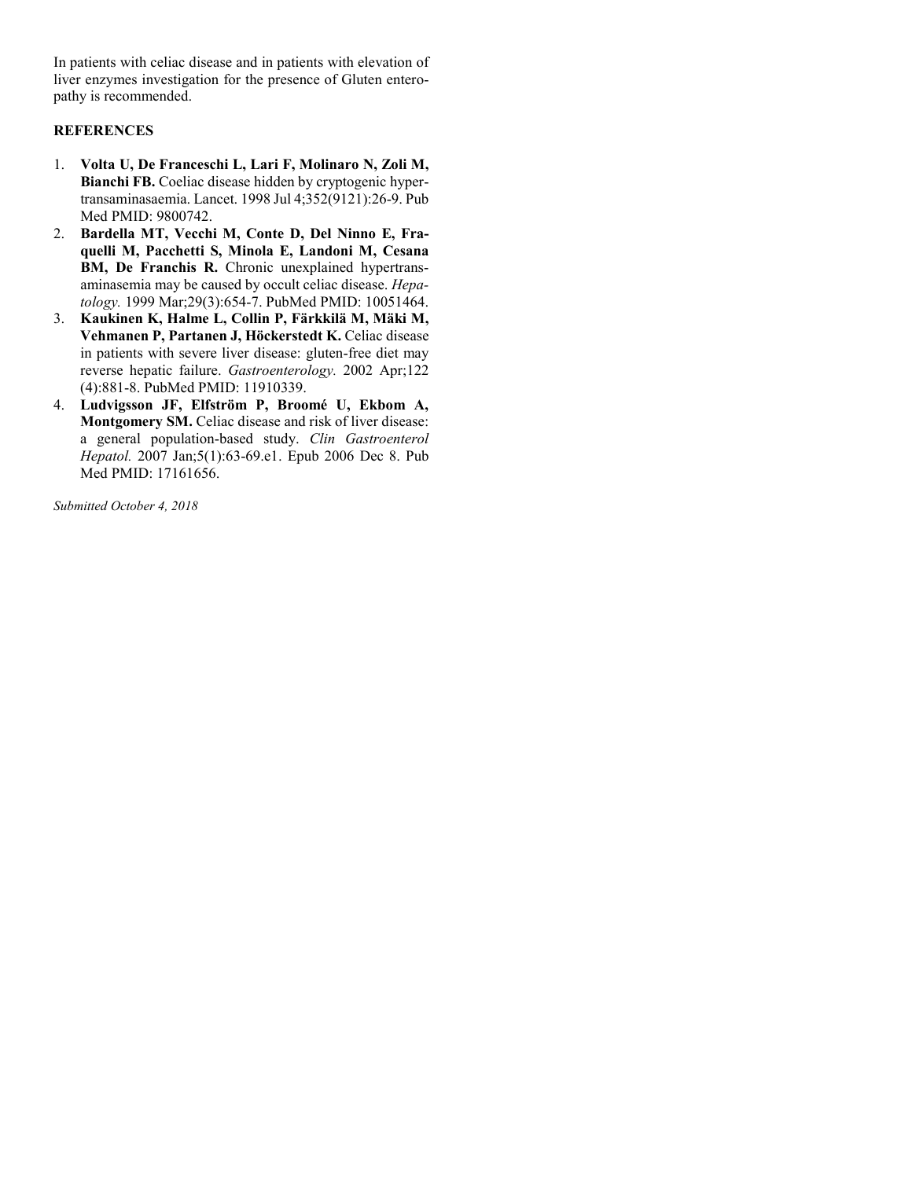In patients with celiac disease and in patients with elevation of liver enzymes investigation for the presence of Gluten enteropathy is recommended.

## REFERENCES

1. **Volta U, De Franceschi L, Lari F, Molinaro N, Zoli M, Bianchi FB.** Coeliac disease hidden by cryptogenic hypertransaminasaemia. Lancet. 1998 Jul 4;352(9121):26-9. Pub Med PMID: 9800742.
2. **Bardella MT, Vecchi M, Conte D, Del Ninno E, Fraquelli M, Pacchetti S, Minola E, Landoni M, Cesana BM, De Franchis R.** Chronic unexplained hypertransaminasemia may be caused by occult celiac disease. *Hepatology.* 1999 Mar;29(3):654-7. PubMed PMID: 10051464.
3. **Kaukinen K, Halme L, Collin P, Färkkilä M, Mäki M, Vehmanen P, Partanen J, Höckerstedt K.** Celiac disease in patients with severe liver disease: gluten-free diet may reverse hepatic failure. *Gastroenterology.* 2002 Apr;122 (4):881-8. PubMed PMID: 11910339.
4. **Ludvigsson JF, Elfström P, Broomé U, Ekbom A, Montgomery SM.** Celiac disease and risk of liver disease: a general population-based study. *Clin Gastroenterol Hepatol.* 2007 Jan;5(1):63-69.e1. Epub 2006 Dec 8. Pub Med PMID: 17161656.

*Submitted October 4, 2018*